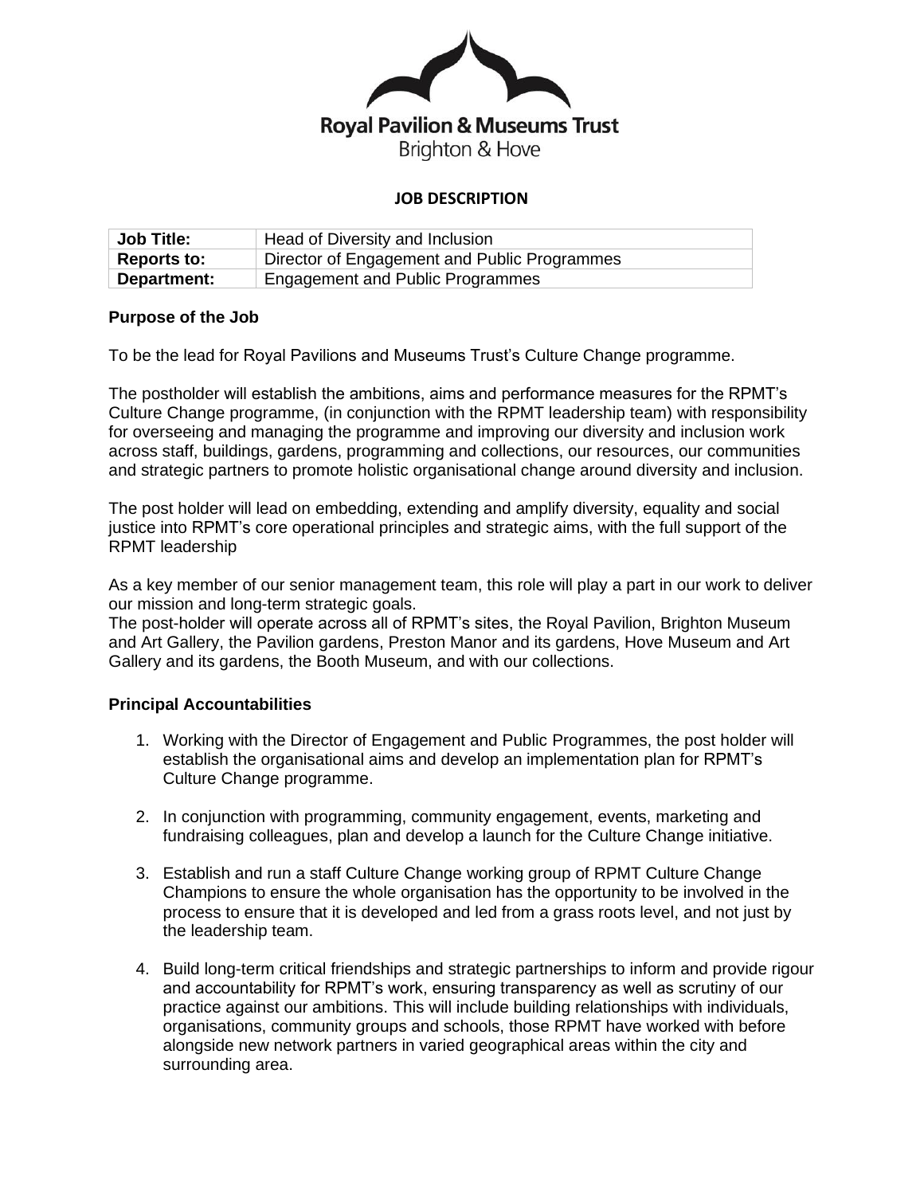Royal Pavilion & Museums Trust
Brighton & Hove

**JOB DESCRIPTION**

| **Job Title:** | Head of Diversity and Inclusion |
|---|---|
| **Reports to:** | Director of Engagement and Public Programmes |
| **Department:** | Engagement and Public Programmes |

**Purpose of the Job**

To be the lead for Royal Pavilions and Museums Trust's Culture Change programme.

The postholder will establish the ambitions, aims and performance measures for the RPMT's Culture Change programme, (in conjunction with the RPMT leadership team) with responsibility for overseeing and managing the programme and improving our diversity and inclusion work across staff, buildings, gardens, programming and collections, our resources, our communities and strategic partners to promote holistic organisational change around diversity and inclusion.

The post holder will lead on embedding, extending and amplify diversity, equality and social justice into RPMT's core operational principles and strategic aims, with the full support of the RPMT leadership

As a key member of our senior management team, this role will play a part in our work to deliver our mission and long-term strategic goals.
The post-holder will operate across all of RPMT's sites, the Royal Pavilion, Brighton Museum and Art Gallery, the Pavilion gardens, Preston Manor and its gardens, Hove Museum and Art Gallery and its gardens, the Booth Museum, and with our collections.

**Principal Accountabilities**

1. Working with the Director of Engagement and Public Programmes, the post holder will establish the organisational aims and develop an implementation plan for RPMT's Culture Change programme.

2. In conjunction with programming, community engagement, events, marketing and fundraising colleagues, plan and develop a launch for the Culture Change initiative.

3. Establish and run a staff Culture Change working group of RPMT Culture Change Champions to ensure the whole organisation has the opportunity to be involved in the process to ensure that it is developed and led from a grass roots level, and not just by the leadership team.

4. Build long-term critical friendships and strategic partnerships to inform and provide rigour and accountability for RPMT's work, ensuring transparency as well as scrutiny of our practice against our ambitions. This will include building relationships with individuals, organisations, community groups and schools, those RPMT have worked with before alongside new network partners in varied geographical areas within the city and surrounding area.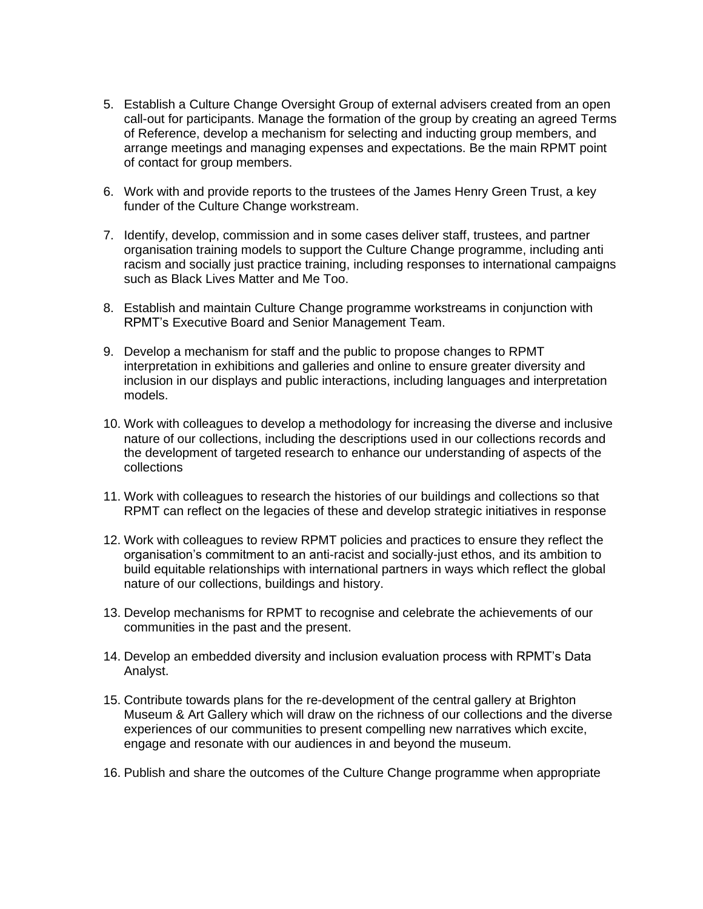5. Establish a Culture Change Oversight Group of external advisers created from an open call-out for participants. Manage the formation of the group by creating an agreed Terms of Reference, develop a mechanism for selecting and inducting group members, and arrange meetings and managing expenses and expectations. Be the main RPMT point of contact for group members.

6. Work with and provide reports to the trustees of the James Henry Green Trust, a key funder of the Culture Change workstream.

7. Identify, develop, commission and in some cases deliver staff, trustees, and partner organisation training models to support the Culture Change programme, including anti racism and socially just practice training, including responses to international campaigns such as Black Lives Matter and Me Too.

8. Establish and maintain Culture Change programme workstreams in conjunction with RPMT's Executive Board and Senior Management Team.

9. Develop a mechanism for staff and the public to propose changes to RPMT interpretation in exhibitions and galleries and online to ensure greater diversity and inclusion in our displays and public interactions, including languages and interpretation models.

10. Work with colleagues to develop a methodology for increasing the diverse and inclusive nature of our collections, including the descriptions used in our collections records and the development of targeted research to enhance our understanding of aspects of the collections

11. Work with colleagues to research the histories of our buildings and collections so that RPMT can reflect on the legacies of these and develop strategic initiatives in response

12. Work with colleagues to review RPMT policies and practices to ensure they reflect the organisation's commitment to an anti-racist and socially-just ethos, and its ambition to build equitable relationships with international partners in ways which reflect the global nature of our collections, buildings and history.

13. Develop mechanisms for RPMT to recognise and celebrate the achievements of our communities in the past and the present.

14. Develop an embedded diversity and inclusion evaluation process with RPMT's Data Analyst.

15. Contribute towards plans for the re-development of the central gallery at Brighton Museum & Art Gallery which will draw on the richness of our collections and the diverse experiences of our communities to present compelling new narratives which excite, engage and resonate with our audiences in and beyond the museum.

16. Publish and share the outcomes of the Culture Change programme when appropriate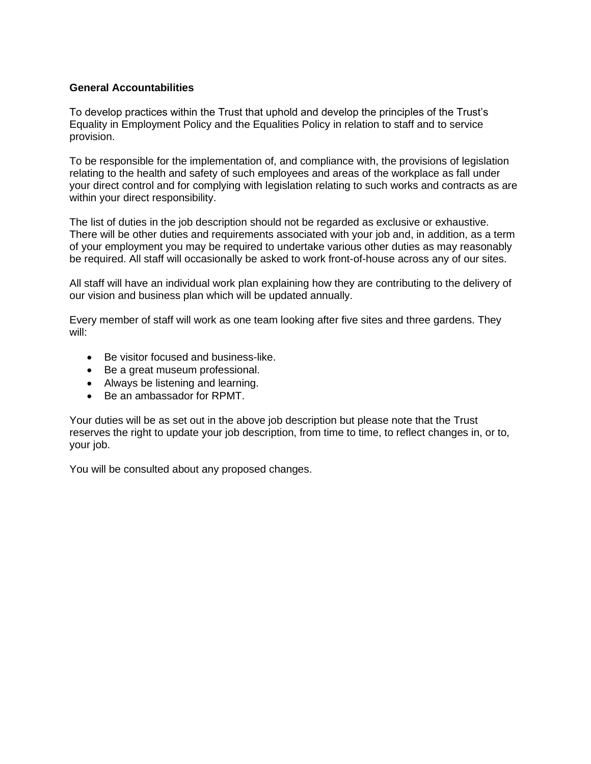**General Accountabilities**

To develop practices within the Trust that uphold and develop the principles of the Trust's Equality in Employment Policy and the Equalities Policy in relation to staff and to service provision.

To be responsible for the implementation of, and compliance with, the provisions of legislation relating to the health and safety of such employees and areas of the workplace as fall under your direct control and for complying with legislation relating to such works and contracts as are within your direct responsibility.

The list of duties in the job description should not be regarded as exclusive or exhaustive. There will be other duties and requirements associated with your job and, in addition, as a term of your employment you may be required to undertake various other duties as may reasonably be required. All staff will occasionally be asked to work front-of-house across any of our sites.

All staff will have an individual work plan explaining how they are contributing to the delivery of our vision and business plan which will be updated annually.

Every member of staff will work as one team looking after five sites and three gardens. They will:

- Be visitor focused and business-like.
- Be a great museum professional.
- Always be listening and learning.
- Be an ambassador for RPMT.

Your duties will be as set out in the above job description but please note that the Trust reserves the right to update your job description, from time to time, to reflect changes in, or to, your job.

You will be consulted about any proposed changes.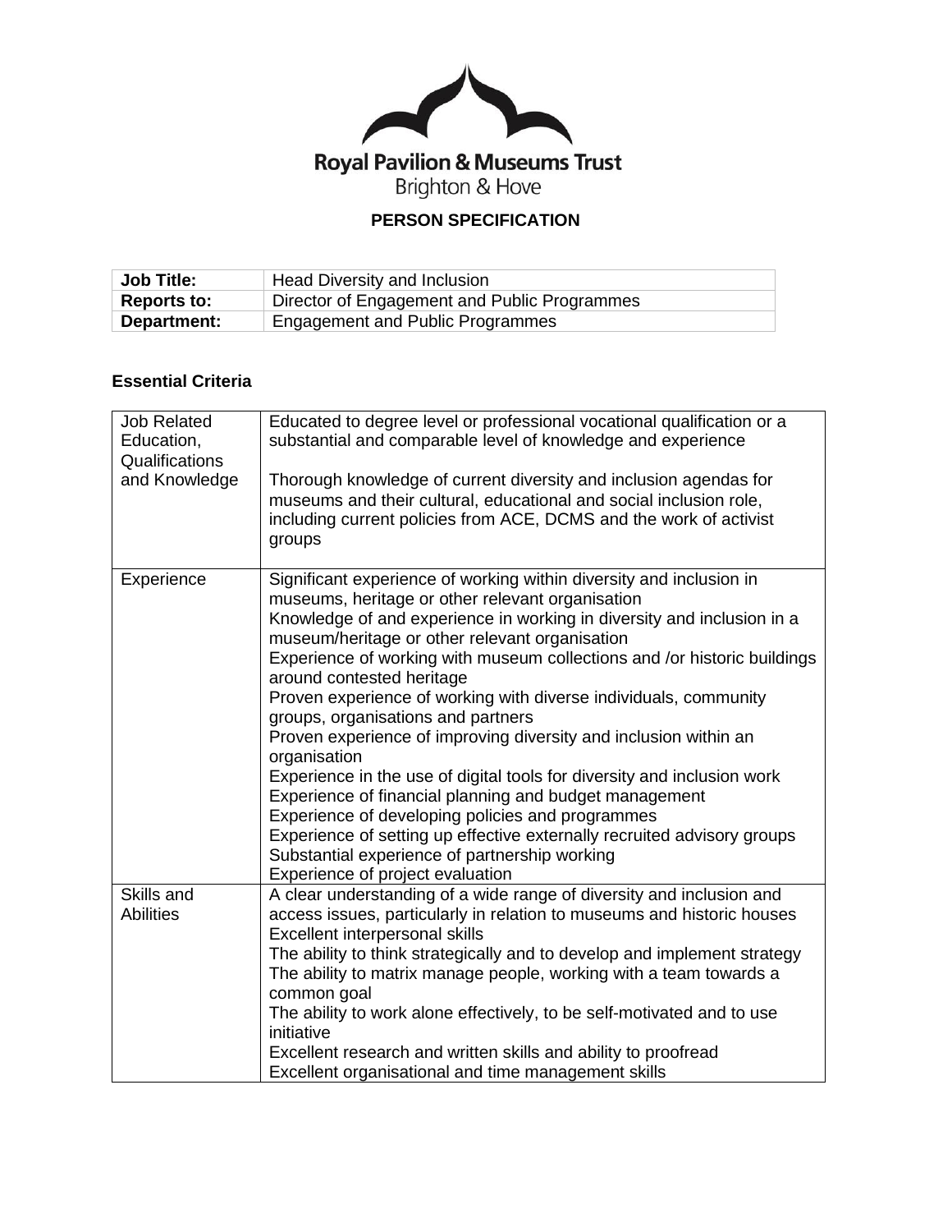Royal Pavilion & Museums Trust
Brighton & Hove

# PERSON SPECIFICATION

| **Job Title:** | Head Diversity and Inclusion |
|---|---|
| **Reports to:** | Director of Engagement and Public Programmes |
| **Department:** | Engagement and Public Programmes |

## Essential Criteria

| | |
|---|---|
| Job Related Education, Qualifications and Knowledge | Educated to degree level or professional vocational qualification or a substantial and comparable level of knowledge and experience<br><br>Thorough knowledge of current diversity and inclusion agendas for museums and their cultural, educational and social inclusion role, including current policies from ACE, DCMS and the work of activist groups |
| Experience | Significant experience of working within diversity and inclusion in museums, heritage or other relevant organisation<br>Knowledge of and experience in working in diversity and inclusion in a museum/heritage or other relevant organisation<br>Experience of working with museum collections and /or historic buildings around contested heritage<br>Proven experience of working with diverse individuals, community groups, organisations and partners<br>Proven experience of improving diversity and inclusion within an organisation<br>Experience in the use of digital tools for diversity and inclusion work<br>Experience of financial planning and budget management<br>Experience of developing policies and programmes<br>Experience of setting up effective externally recruited advisory groups<br>Substantial experience of partnership working<br>Experience of project evaluation |
| Skills and Abilities | A clear understanding of a wide range of diversity and inclusion and access issues, particularly in relation to museums and historic houses<br>Excellent interpersonal skills<br>The ability to think strategically and to develop and implement strategy<br>The ability to matrix manage people, working with a team towards a common goal<br>The ability to work alone effectively, to be self-motivated and to use initiative<br>Excellent research and written skills and ability to proofread<br>Excellent organisational and time management skills |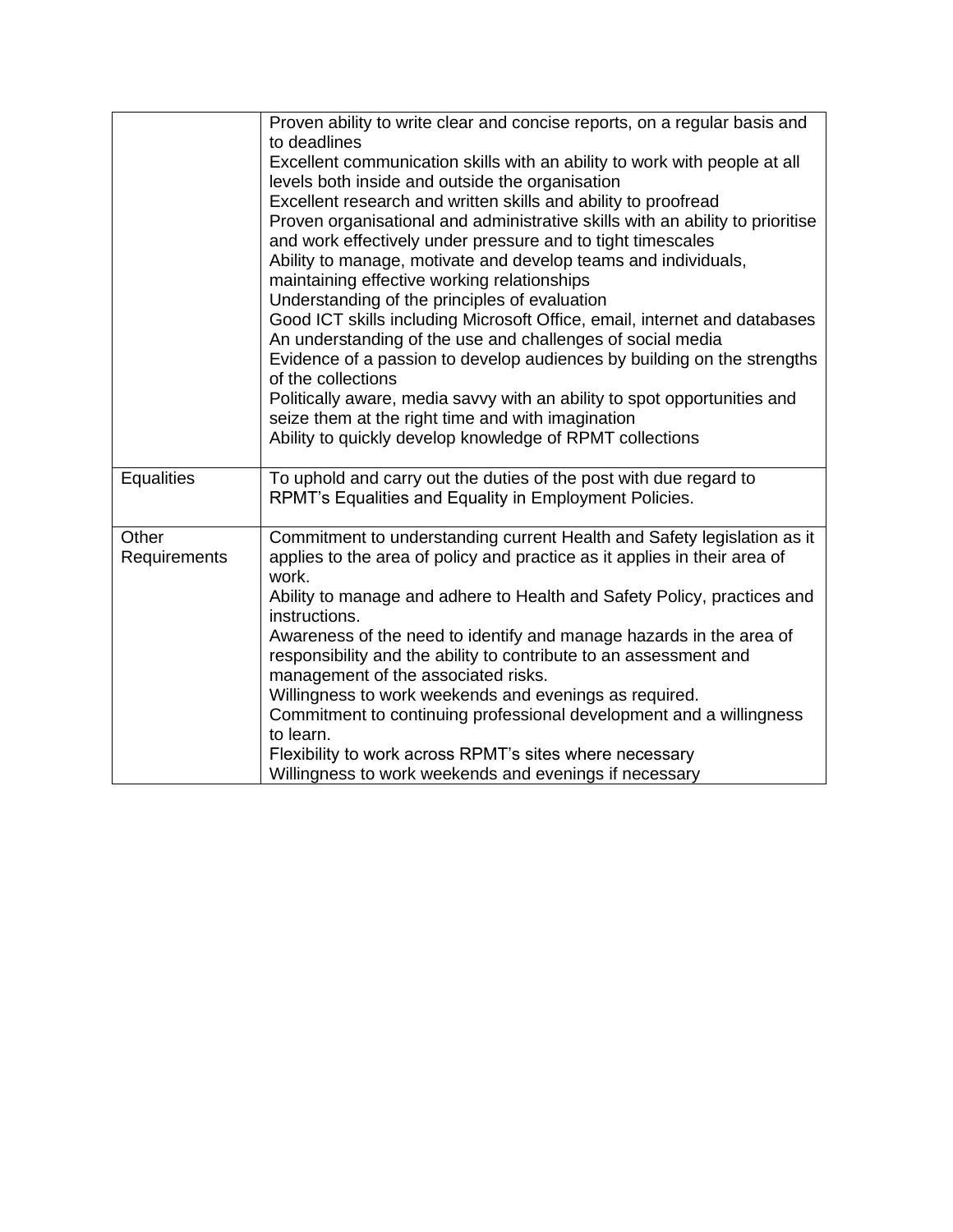| | |
|---|---|
| | Proven ability to write clear and concise reports, on a regular basis and to deadlines<br>Excellent communication skills with an ability to work with people at all levels both inside and outside the organisation<br>Excellent research and written skills and ability to proofread<br>Proven organisational and administrative skills with an ability to prioritise and work effectively under pressure and to tight timescales<br>Ability to manage, motivate and develop teams and individuals, maintaining effective working relationships<br>Understanding of the principles of evaluation<br>Good ICT skills including Microsoft Office, email, internet and databases<br>An understanding of the use and challenges of social media<br>Evidence of a passion to develop audiences by building on the strengths of the collections<br>Politically aware, media savvy with an ability to spot opportunities and seize them at the right time and with imagination<br>Ability to quickly develop knowledge of RPMT collections |
| Equalities | To uphold and carry out the duties of the post with due regard to RPMT's Equalities and Equality in Employment Policies. |
| Other Requirements | Commitment to understanding current Health and Safety legislation as it applies to the area of policy and practice as it applies in their area of work.<br>Ability to manage and adhere to Health and Safety Policy, practices and instructions.<br>Awareness of the need to identify and manage hazards in the area of responsibility and the ability to contribute to an assessment and management of the associated risks.<br>Willingness to work weekends and evenings as required.<br>Commitment to continuing professional development and a willingness to learn.<br>Flexibility to work across RPMT's sites where necessary<br>Willingness to work weekends and evenings if necessary |